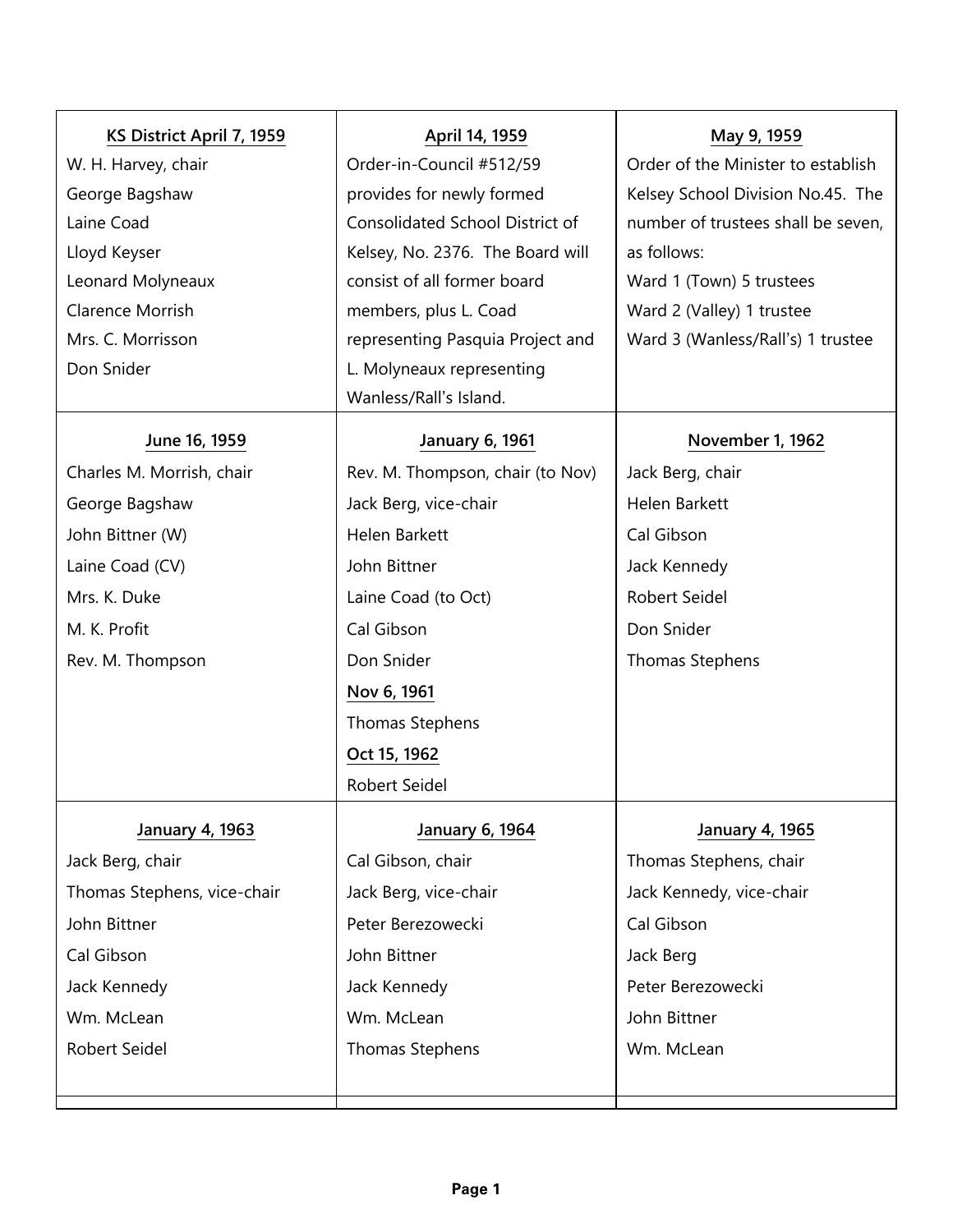| KS District April 7, 1959 | April 14, 1959 | May 9, 1959 |
|---|---|---|
| W. H. Harvey, chair<br>George Bagshaw<br>Laine Coad<br>Lloyd Keyser<br>Leonard Molyneaux<br>Clarence Morrish<br>Mrs. C. Morrisson<br>Don Snider | Order-in-Council #512/59 provides for newly formed Consolidated School District of Kelsey, No. 2376. The Board will consist of all former board members, plus L. Coad representing Pasquia Project and L. Molyneaux representing Wanless/Rall's Island. | Order of the Minister to establish Kelsey School Division No.45. The number of trustees shall be seven, as follows:<br>Ward 1 (Town) 5 trustees<br>Ward 2 (Valley) 1 trustee<br>Ward 3 (Wanless/Rall's) 1 trustee |
| **June 16, 1959** | **January 6, 1961** | **November 1, 1962** |
| Charles M. Morrish, chair<br>George Bagshaw<br>John Bittner (W)<br>Laine Coad (CV)<br>Mrs. K. Duke<br>M. K. Profit<br>Rev. M. Thompson | Rev. M. Thompson, chair (to Nov)<br>Jack Berg, vice-chair<br>Helen Barkett<br>John Bittner<br>Laine Coad (to Oct)<br>Cal Gibson<br>Don Snider<br>**Nov 6, 1961**<br>Thomas Stephens<br>**Oct 15, 1962**<br>Robert Seidel | Jack Berg, chair<br>Helen Barkett<br>Cal Gibson<br>Jack Kennedy<br>Robert Seidel<br>Don Snider<br>Thomas Stephens |
| **January 4, 1963** | **January 6, 1964** | **January 4, 1965** |
| Jack Berg, chair<br>Thomas Stephens, vice-chair<br>John Bittner<br>Cal Gibson<br>Jack Kennedy<br>Wm. McLean<br>Robert Seidel | Cal Gibson, chair<br>Jack Berg, vice-chair<br>Peter Berezowecki<br>John Bittner<br>Jack Kennedy<br>Wm. McLean<br>Thomas Stephens | Thomas Stephens, chair<br>Jack Kennedy, vice-chair<br>Cal Gibson<br>Jack Berg<br>Peter Berezowecki<br>John Bittner<br>Wm. McLean |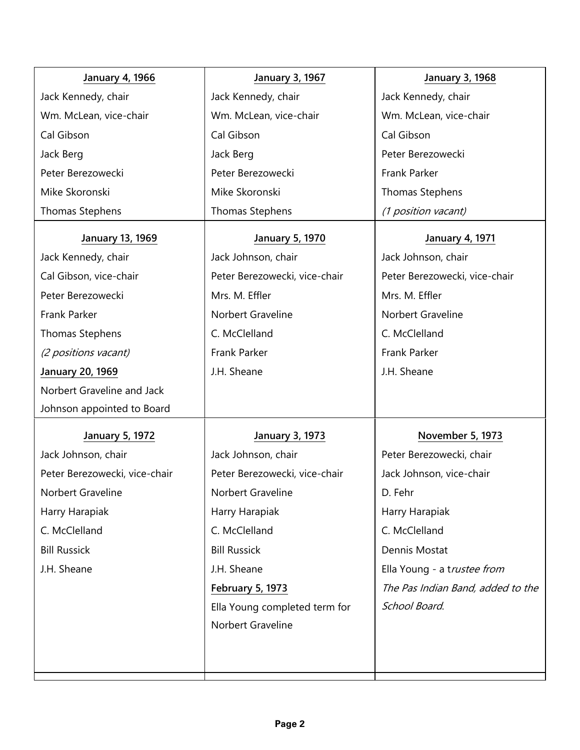| January 4, 1966 | January 3, 1967 | January 3, 1968 |
|---|---|---|
| Jack Kennedy, chair<br>Wm. McLean, vice-chair<br>Cal Gibson<br>Jack Berg<br>Peter Berezowecki<br>Mike Skoronski<br>Thomas Stephens | Jack Kennedy, chair<br>Wm. McLean, vice-chair<br>Cal Gibson<br>Jack Berg<br>Peter Berezowecki<br>Mike Skoronski<br>Thomas Stephens | Jack Kennedy, chair<br>Wm. McLean, vice-chair<br>Cal Gibson<br>Peter Berezowecki<br>Frank Parker<br>Thomas Stephens<br>*(1 position vacant)* |
| **January 13, 1969** | **January 5, 1970** | **January 4, 1971** |
| Jack Kennedy, chair<br>Cal Gibson, vice-chair<br>Peter Berezowecki<br>Frank Parker<br>Thomas Stephens<br>*(2 positions vacant)*<br>**January 20, 1969**<br>Norbert Graveline and Jack Johnson appointed to Board | Jack Johnson, chair<br>Peter Berezowecki, vice-chair<br>Mrs. M. Effler<br>Norbert Graveline<br>C. McClelland<br>Frank Parker<br>J.H. Sheane | Jack Johnson, chair<br>Peter Berezowecki, vice-chair<br>Mrs. M. Effler<br>Norbert Graveline<br>C. McClelland<br>Frank Parker<br>J.H. Sheane |
| **January 5, 1972** | **January 3, 1973** | **November 5, 1973** |
| Jack Johnson, chair<br>Peter Berezowecki, vice-chair<br>Norbert Graveline<br>Harry Harapiak<br>C. McClelland<br>Bill Russick<br>J.H. Sheane | Jack Johnson, chair<br>Peter Berezowecki, vice-chair<br>Norbert Graveline<br>Harry Harapiak<br>C. McClelland<br>Bill Russick<br>J.H. Sheane<br>**February 5, 1973**<br>Ella Young completed term for Norbert Graveline | Peter Berezowecki, chair<br>Jack Johnson, vice-chair<br>D. Fehr<br>Harry Harapiak<br>C. McClelland<br>Dennis Mostat<br>Ella Young - a t*rustee from The Pas Indian Band, added to the School Board.* |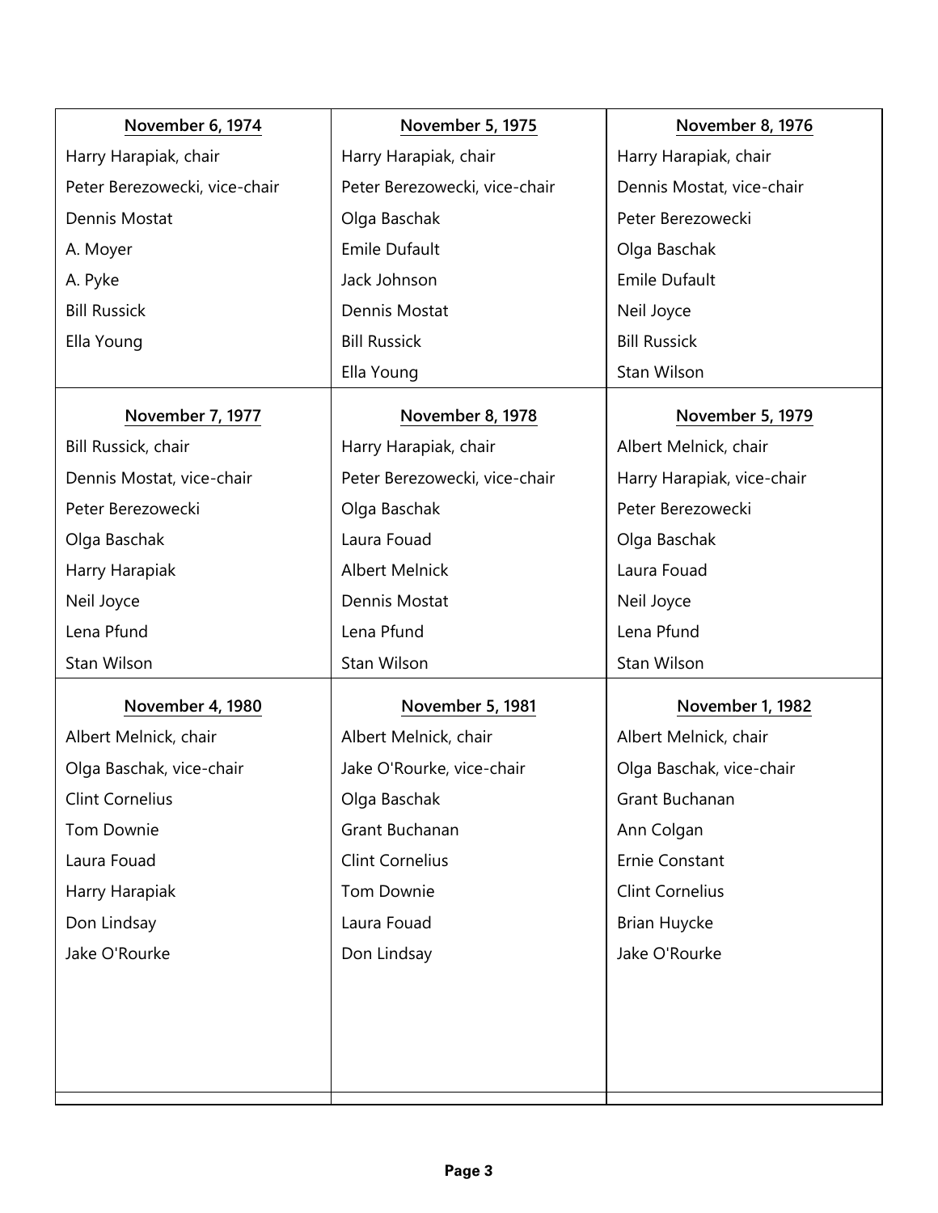| November 6, 1974 | November 5, 1975 | November 8, 1976 |
|---|---|---|
| Harry Harapiak, chair | Harry Harapiak, chair | Harry Harapiak, chair |
| Peter Berezowecki, vice-chair | Peter Berezowecki, vice-chair | Dennis Mostat, vice-chair |
| Dennis Mostat | Olga Baschak | Peter Berezowecki |
| A. Moyer | Emile Dufault | Olga Baschak |
| A. Pyke | Jack Johnson | Emile Dufault |
| Bill Russick | Dennis Mostat | Neil Joyce |
| Ella Young | Bill Russick | Bill Russick |
| | Ella Young | Stan Wilson |

| November 7, 1977 | November 8, 1978 | November 5, 1979 |
|---|---|---|
| Bill Russick, chair | Harry Harapiak, chair | Albert Melnick, chair |
| Dennis Mostat, vice-chair | Peter Berezowecki, vice-chair | Harry Harapiak, vice-chair |
| Peter Berezowecki | Olga Baschak | Peter Berezowecki |
| Olga Baschak | Laura Fouad | Olga Baschak |
| Harry Harapiak | Albert Melnick | Laura Fouad |
| Neil Joyce | Dennis Mostat | Neil Joyce |
| Lena Pfund | Lena Pfund | Lena Pfund |
| Stan Wilson | Stan Wilson | Stan Wilson |

| November 4, 1980 | November 5, 1981 | November 1, 1982 |
|---|---|---|
| Albert Melnick, chair | Albert Melnick, chair | Albert Melnick, chair |
| Olga Baschak, vice-chair | Jake O'Rourke, vice-chair | Olga Baschak, vice-chair |
| Clint Cornelius | Olga Baschak | Grant Buchanan |
| Tom Downie | Grant Buchanan | Ann Colgan |
| Laura Fouad | Clint Cornelius | Ernie Constant |
| Harry Harapiak | Tom Downie | Clint Cornelius |
| Don Lindsay | Laura Fouad | Brian Huycke |
| Jake O'Rourke | Don Lindsay | Jake O'Rourke |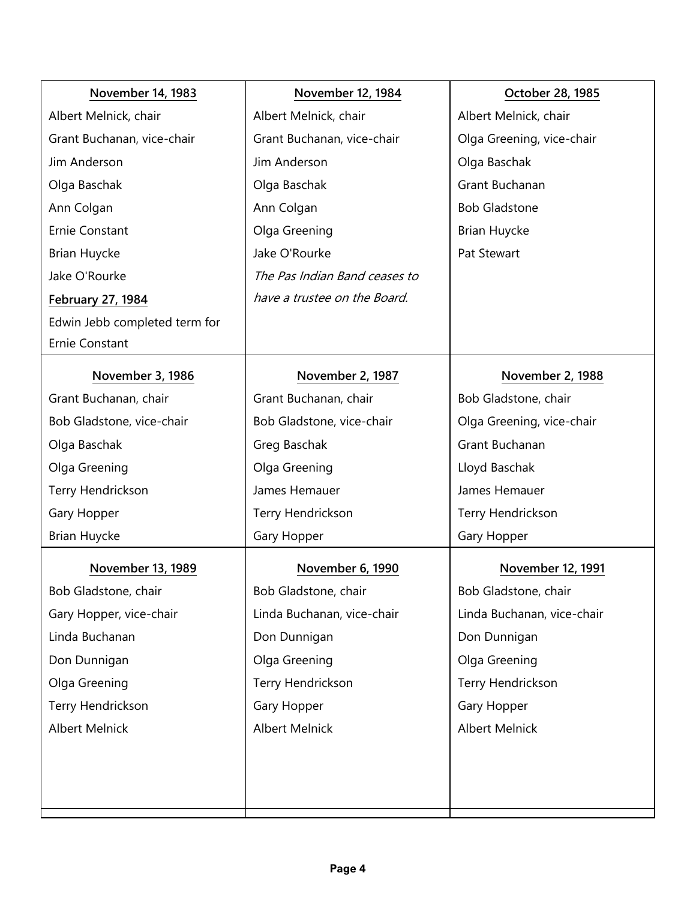| November 14, 1983 | November 12, 1984 | October 28, 1985 |
| --- | --- | --- |
| Albert Melnick, chair<br>Grant Buchanan, vice-chair<br>Jim Anderson<br>Olga Baschak<br>Ann Colgan<br>Ernie Constant<br>Brian Huycke<br>Jake O'Rourke<br>**February 27, 1984**<br>Edwin Jebb completed term for Ernie Constant | Albert Melnick, chair<br>Grant Buchanan, vice-chair<br>Jim Anderson<br>Olga Baschak<br>Ann Colgan<br>Olga Greening<br>Jake O'Rourke<br>*The Pas Indian Band ceases to have a trustee on the Board.* | Albert Melnick, chair<br>Olga Greening, vice-chair<br>Olga Baschak<br>Grant Buchanan<br>Bob Gladstone<br>Brian Huycke<br>Pat Stewart |
| **November 3, 1986** | **November 2, 1987** | **November 2, 1988** |
| Grant Buchanan, chair<br>Bob Gladstone, vice-chair<br>Olga Baschak<br>Olga Greening<br>Terry Hendrickson<br>Gary Hopper<br>Brian Huycke | Grant Buchanan, chair<br>Bob Gladstone, vice-chair<br>Greg Baschak<br>Olga Greening<br>James Hemauer<br>Terry Hendrickson<br>Gary Hopper | Bob Gladstone, chair<br>Olga Greening, vice-chair<br>Grant Buchanan<br>Lloyd Baschak<br>James Hemauer<br>Terry Hendrickson<br>Gary Hopper |
| **November 13, 1989** | **November 6, 1990** | **November 12, 1991** |
| Bob Gladstone, chair<br>Gary Hopper, vice-chair<br>Linda Buchanan<br>Don Dunnigan<br>Olga Greening<br>Terry Hendrickson<br>Albert Melnick | Bob Gladstone, chair<br>Linda Buchanan, vice-chair<br>Don Dunnigan<br>Olga Greening<br>Terry Hendrickson<br>Gary Hopper<br>Albert Melnick | Bob Gladstone, chair<br>Linda Buchanan, vice-chair<br>Don Dunnigan<br>Olga Greening<br>Terry Hendrickson<br>Gary Hopper<br>Albert Melnick |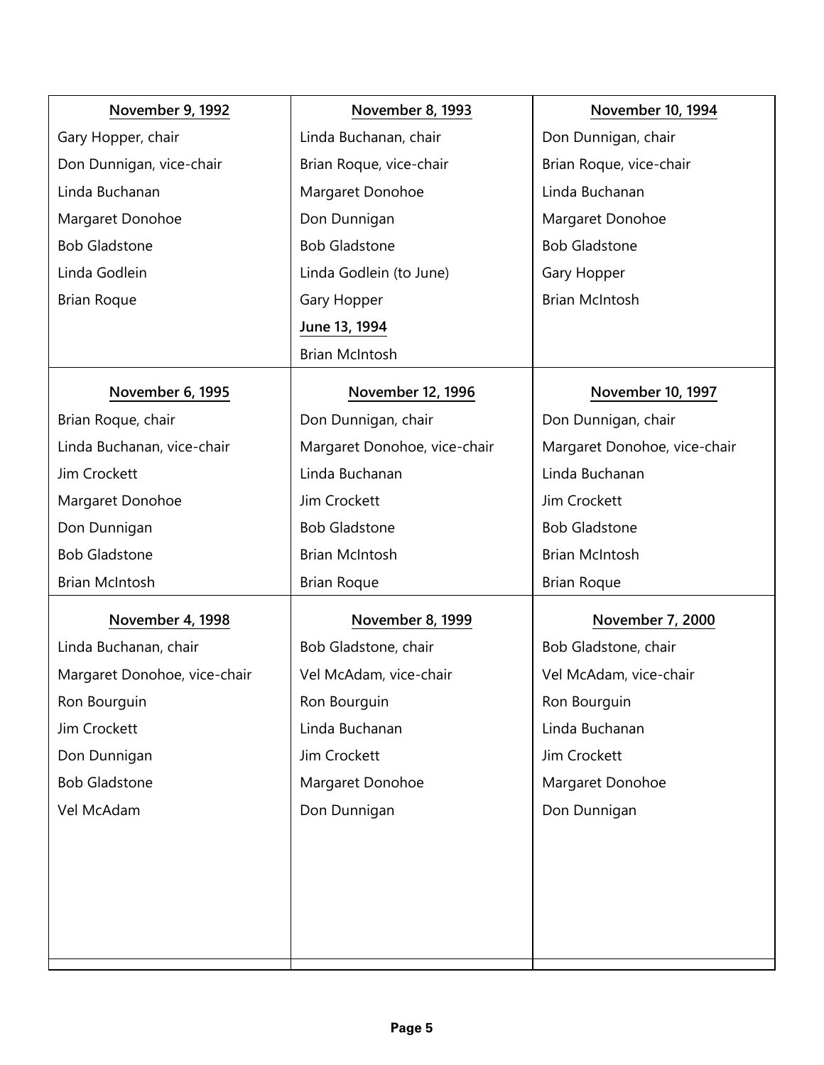| November 9, 1992 | November 8, 1993 | November 10, 1994 |
|---|---|---|
| Gary Hopper, chair | Linda Buchanan, chair | Don Dunnigan, chair |
| Don Dunnigan, vice-chair | Brian Roque, vice-chair | Brian Roque, vice-chair |
| Linda Buchanan | Margaret Donohoe | Linda Buchanan |
| Margaret Donohoe | Don Dunnigan | Margaret Donohoe |
| Bob Gladstone | Bob Gladstone | Bob Gladstone |
| Linda Godlein | Linda Godlein (to June) | Gary Hopper |
| Brian Roque | Gary Hopper | Brian McIntosh |
| | June 13, 1994 | |
| | Brian McIntosh | |
| **November 6, 1995** | **November 12, 1996** | **November 10, 1997** |
| Brian Roque, chair | Don Dunnigan, chair | Don Dunnigan, chair |
| Linda Buchanan, vice-chair | Margaret Donohoe, vice-chair | Margaret Donohoe, vice-chair |
| Jim Crockett | Linda Buchanan | Linda Buchanan |
| Margaret Donohoe | Jim Crockett | Jim Crockett |
| Don Dunnigan | Bob Gladstone | Bob Gladstone |
| Bob Gladstone | Brian McIntosh | Brian McIntosh |
| Brian McIntosh | Brian Roque | Brian Roque |
| **November 4, 1998** | **November 8, 1999** | **November 7, 2000** |
| Linda Buchanan, chair | Bob Gladstone, chair | Bob Gladstone, chair |
| Margaret Donohoe, vice-chair | Vel McAdam, vice-chair | Vel McAdam, vice-chair |
| Ron Bourguin | Ron Bourguin | Ron Bourguin |
| Jim Crockett | Linda Buchanan | Linda Buchanan |
| Don Dunnigan | Jim Crockett | Jim Crockett |
| Bob Gladstone | Margaret Donohoe | Margaret Donohoe |
| Vel McAdam | Don Dunnigan | Don Dunnigan |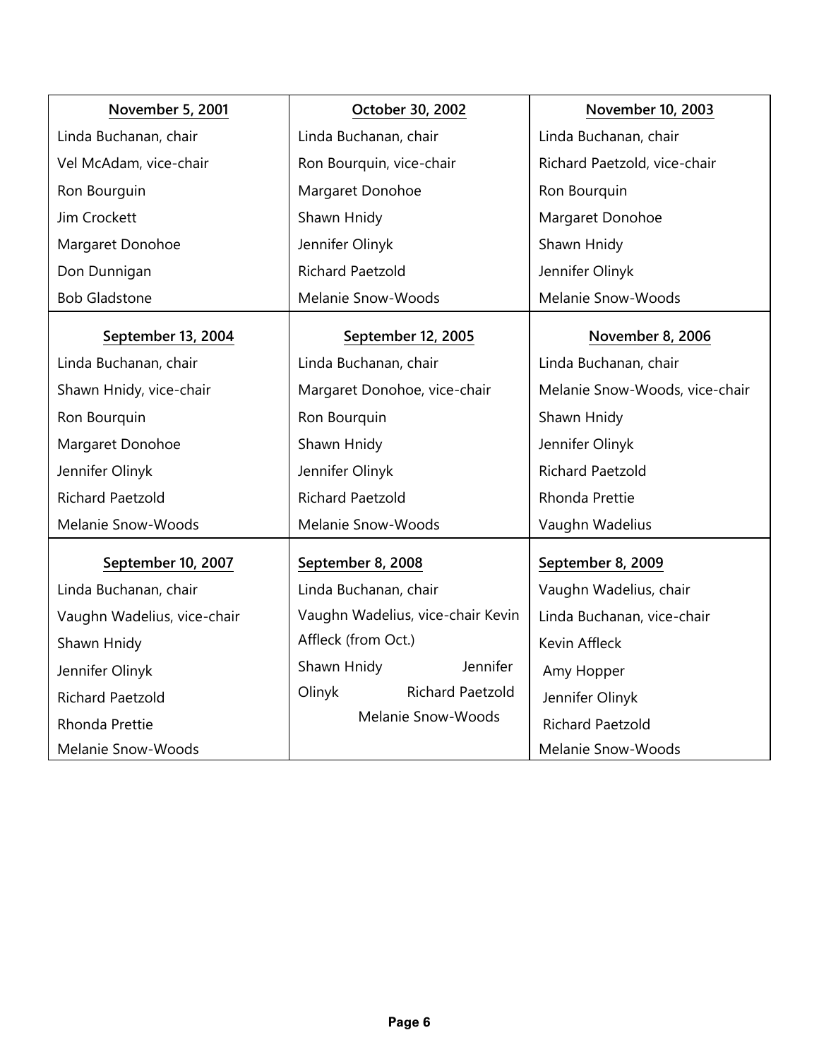| November 5, 2001 | October 30, 2002 | November 10, 2003 |
|---|---|---|
| Linda Buchanan, chair | Linda Buchanan, chair | Linda Buchanan, chair |
| Vel McAdam, vice-chair | Ron Bourquin, vice-chair | Richard Paetzold, vice-chair |
| Ron Bourguin | Margaret Donohoe | Ron Bourquin |
| Jim Crockett | Shawn Hnidy | Margaret Donohoe |
| Margaret Donohoe | Jennifer Olinyk | Shawn Hnidy |
| Don Dunnigan | Richard Paetzold | Jennifer Olinyk |
| Bob Gladstone | Melanie Snow-Woods | Melanie Snow-Woods |

| September 13, 2004 | September 12, 2005 | November 8, 2006 |
|---|---|---|
| Linda Buchanan, chair | Linda Buchanan, chair | Linda Buchanan, chair |
| Shawn Hnidy, vice-chair | Margaret Donohoe, vice-chair | Melanie Snow-Woods, vice-chair |
| Ron Bourquin | Ron Bourquin | Shawn Hnidy |
| Margaret Donohoe | Shawn Hnidy | Jennifer Olinyk |
| Jennifer Olinyk | Jennifer Olinyk | Richard Paetzold |
| Richard Paetzold | Richard Paetzold | Rhonda Prettie |
| Melanie Snow-Woods | Melanie Snow-Woods | Vaughn Wadelius |

| September 10, 2007 | September 8, 2008 | September 8, 2009 |
|---|---|---|
| Linda Buchanan, chair | Linda Buchanan, chair | Vaughn Wadelius, chair |
| Vaughn Wadelius, vice-chair | Vaughn Wadelius, vice-chair | Linda Buchanan, vice-chair |
| Shawn Hnidy | Kevin Affleck (from Oct.) | Kevin Affleck |
| Jennifer Olinyk | Shawn Hnidy | Amy Hopper |
| Richard Paetzold | Jennifer Olinyk | Jennifer Olinyk |
| Rhonda Prettie | Richard Paetzold | Richard Paetzold |
| Melanie Snow-Woods | Melanie Snow-Woods | Melanie Snow-Woods |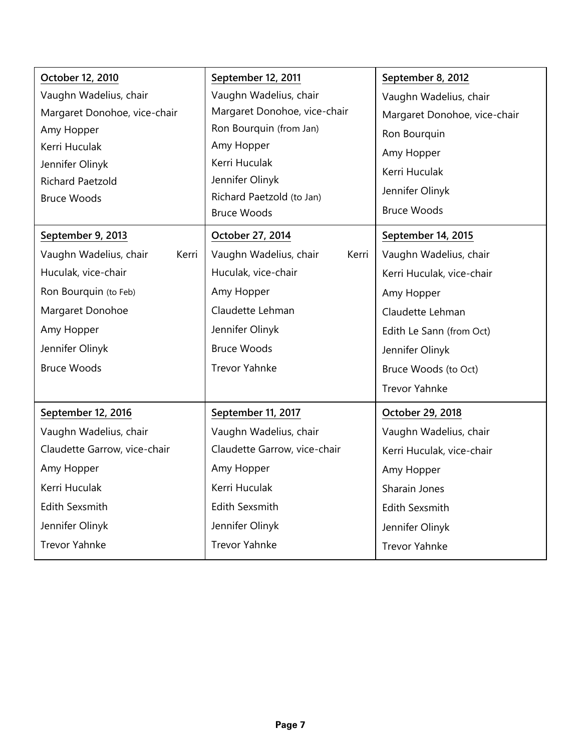| October 12, 2010 | September 12, 2011 | September 8, 2012 |
|---|---|---|
| Vaughn Wadelius, chair<br>Margaret Donohoe, vice-chair<br>Amy Hopper<br>Kerri Huculak<br>Jennifer Olinyk<br>Richard Paetzold<br>Bruce Woods | Vaughn Wadelius, chair<br>Margaret Donohoe, vice-chair<br>Ron Bourquin (from Jan)<br>Amy Hopper<br>Kerri Huculak<br>Jennifer Olinyk<br>Richard Paetzold (to Jan)<br>Bruce Woods | Vaughn Wadelius, chair<br>Margaret Donohoe, vice-chair<br>Ron Bourquin<br>Amy Hopper<br>Kerri Huculak<br>Jennifer Olinyk<br>Bruce Woods |
| **September 9, 2013** | **October 27, 2014** | **September 14, 2015** |
| Vaughn Wadelius, chair<br>Kerri Huculak, vice-chair<br>Ron Bourquin (to Feb)<br>Margaret Donohoe<br>Amy Hopper<br>Jennifer Olinyk<br>Bruce Woods | Vaughn Wadelius, chair<br>Kerri Huculak, vice-chair<br>Amy Hopper<br>Claudette Lehman<br>Jennifer Olinyk<br>Bruce Woods<br>Trevor Yahnke | Vaughn Wadelius, chair<br>Kerri Huculak, vice-chair<br>Amy Hopper<br>Claudette Lehman<br>Edith Le Sann (from Oct)<br>Jennifer Olinyk<br>Bruce Woods (to Oct)<br>Trevor Yahnke |
| **September 12, 2016** | **September 11, 2017** | **October 29, 2018** |
| Vaughn Wadelius, chair<br>Claudette Garrow, vice-chair<br>Amy Hopper<br>Kerri Huculak<br>Edith Sexsmith<br>Jennifer Olinyk<br>Trevor Yahnke | Vaughn Wadelius, chair<br>Claudette Garrow, vice-chair<br>Amy Hopper<br>Kerri Huculak<br>Edith Sexsmith<br>Jennifer Olinyk<br>Trevor Yahnke | Vaughn Wadelius, chair<br>Kerri Huculak, vice-chair<br>Amy Hopper<br>Sharain Jones<br>Edith Sexsmith<br>Jennifer Olinyk<br>Trevor Yahnke |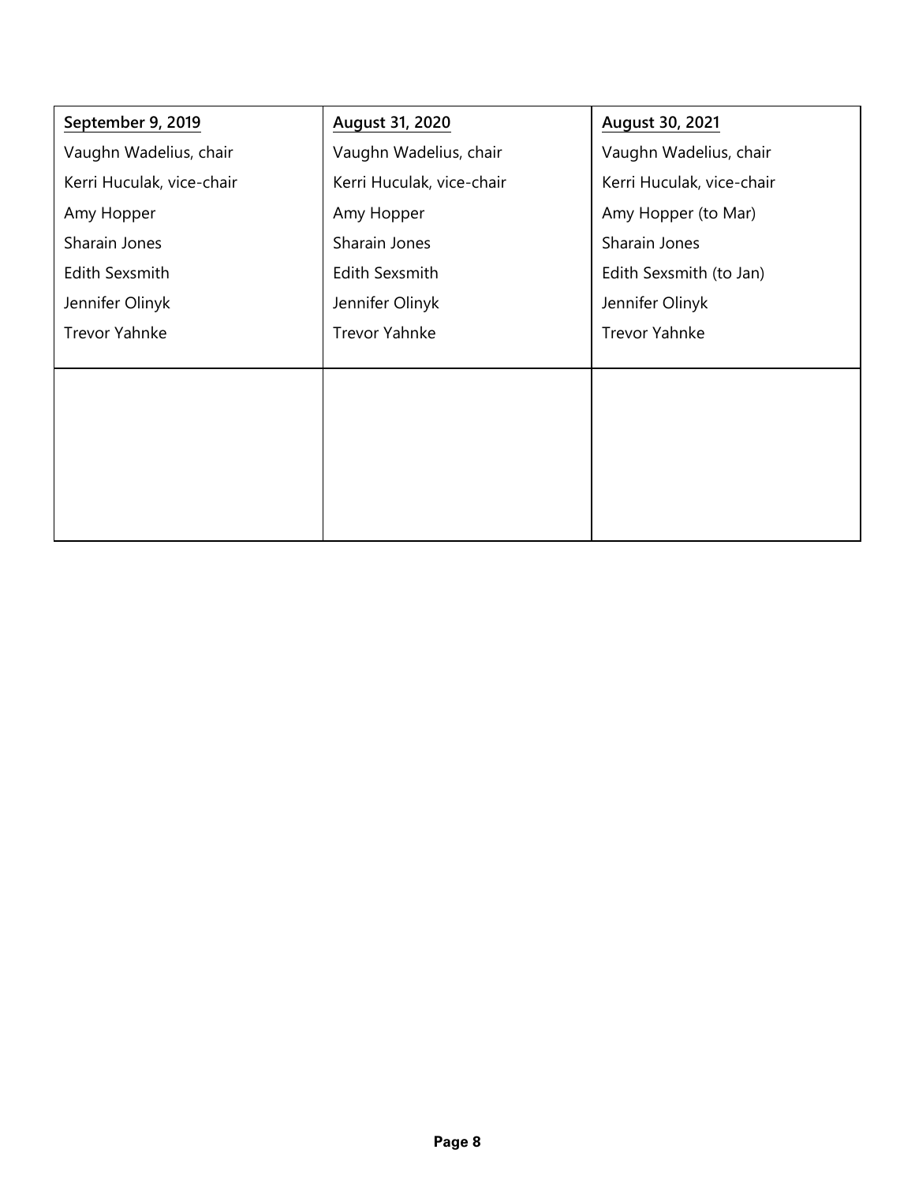| September 9, 2019 | August 31, 2020 | August 30, 2021 |
| --- | --- | --- |
| Vaughn Wadelius, chair | Vaughn Wadelius, chair | Vaughn Wadelius, chair |
| Kerri Huculak, vice-chair | Kerri Huculak, vice-chair | Kerri Huculak, vice-chair |
| Amy Hopper | Amy Hopper | Amy Hopper (to Mar) |
| Sharain Jones | Sharain Jones | Sharain Jones |
| Edith Sexsmith | Edith Sexsmith | Edith Sexsmith (to Jan) |
| Jennifer Olinyk | Jennifer Olinyk | Jennifer Olinyk |
| Trevor Yahnke | Trevor Yahnke | Trevor Yahnke |
| | | |